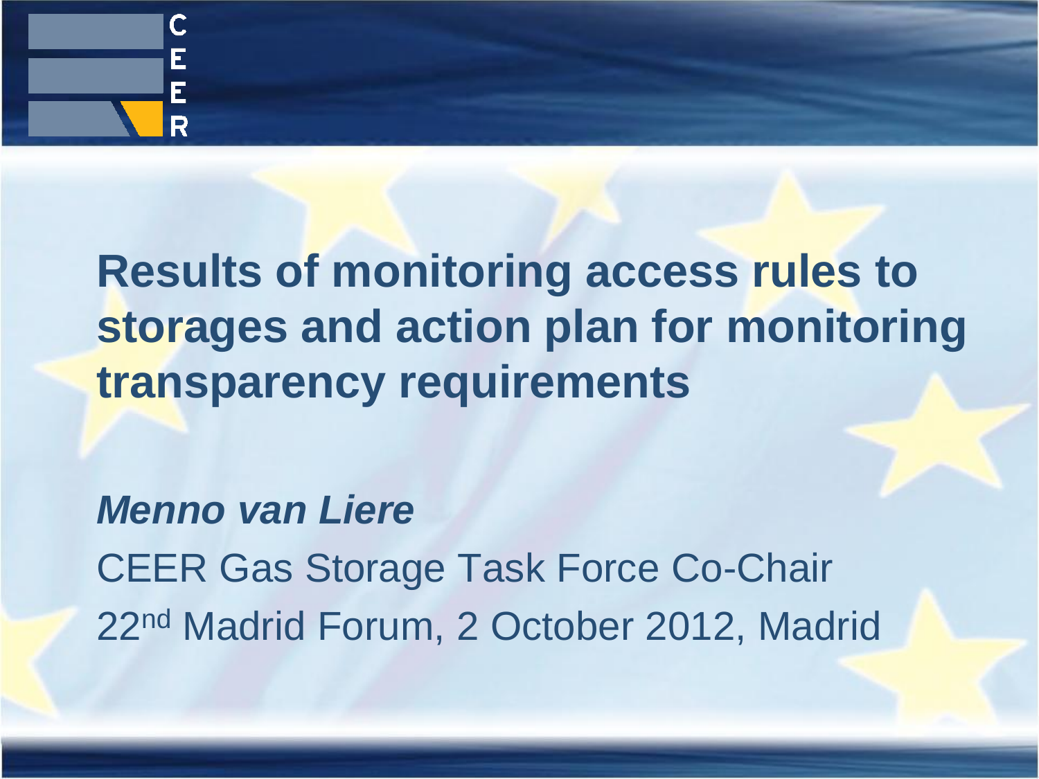# Results of monitoring access rules to storages and action plan for monitoring transparency requirements

***Menno van Liere***

CEER Gas Storage Task Force Co-Chair

22nd Madrid Forum, 2 October 2012, Madrid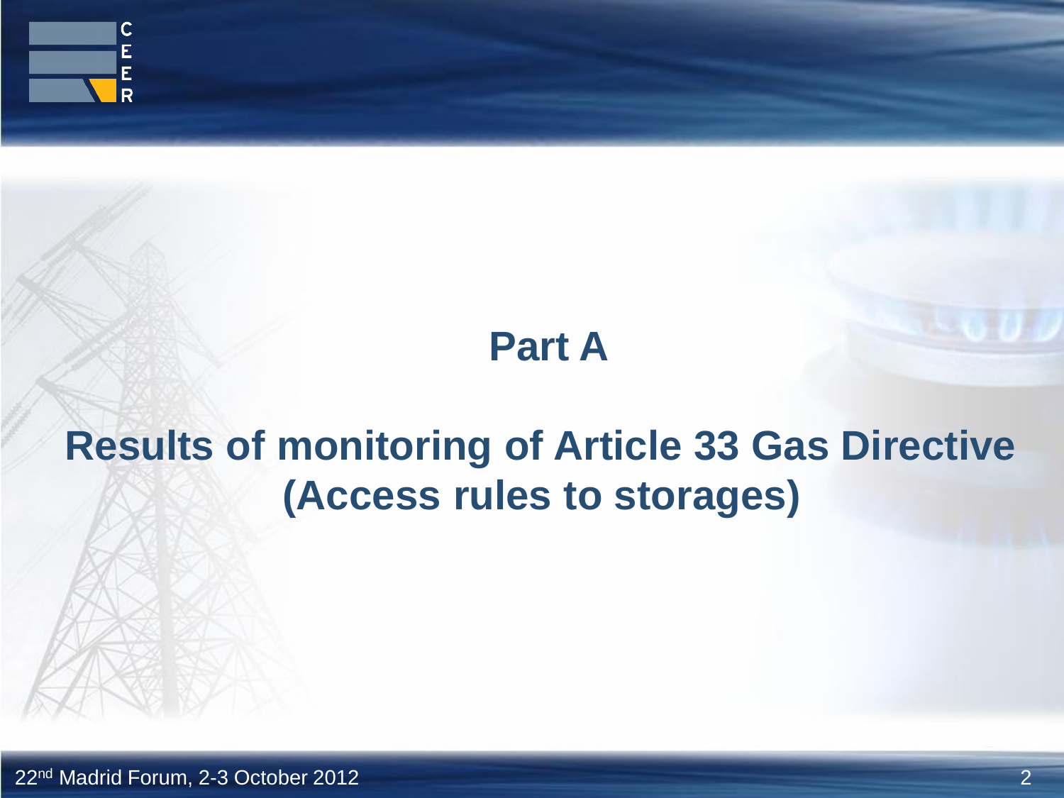# Part A

## Results of monitoring of Article 33 Gas Directive (Access rules to storages)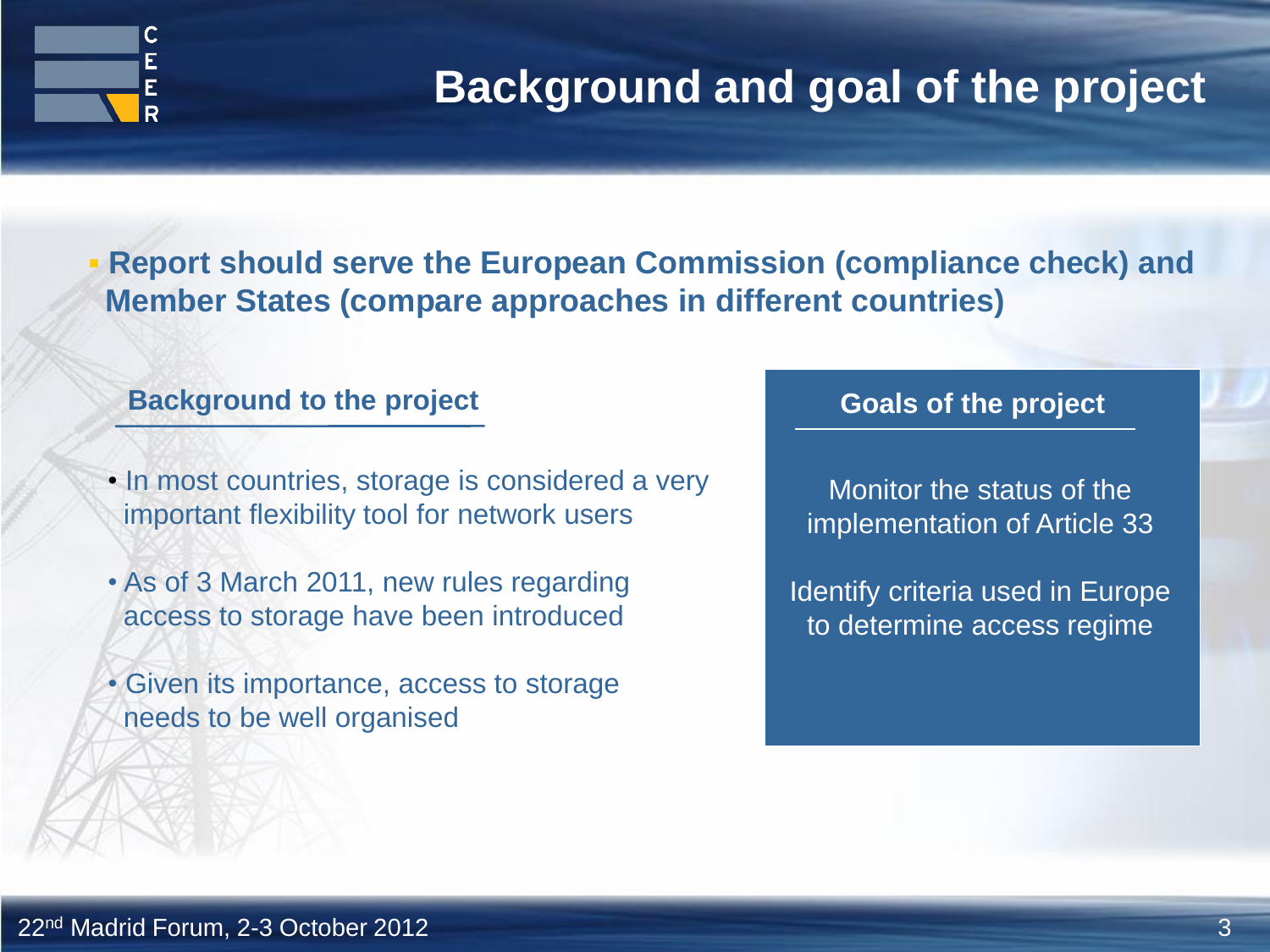# Background and goal of the project

- **Report should serve the European Commission (compliance check) and Member States (compare approaches in different countries)**

## Background to the project

- In most countries, storage is considered a very important flexibility tool for network users
- As of 3 March 2011, new rules regarding access to storage have been introduced
- Given its importance, access to storage needs to be well organised

## Goals of the project

Monitor the status of the implementation of Article 33

Identify criteria used in Europe to determine access regime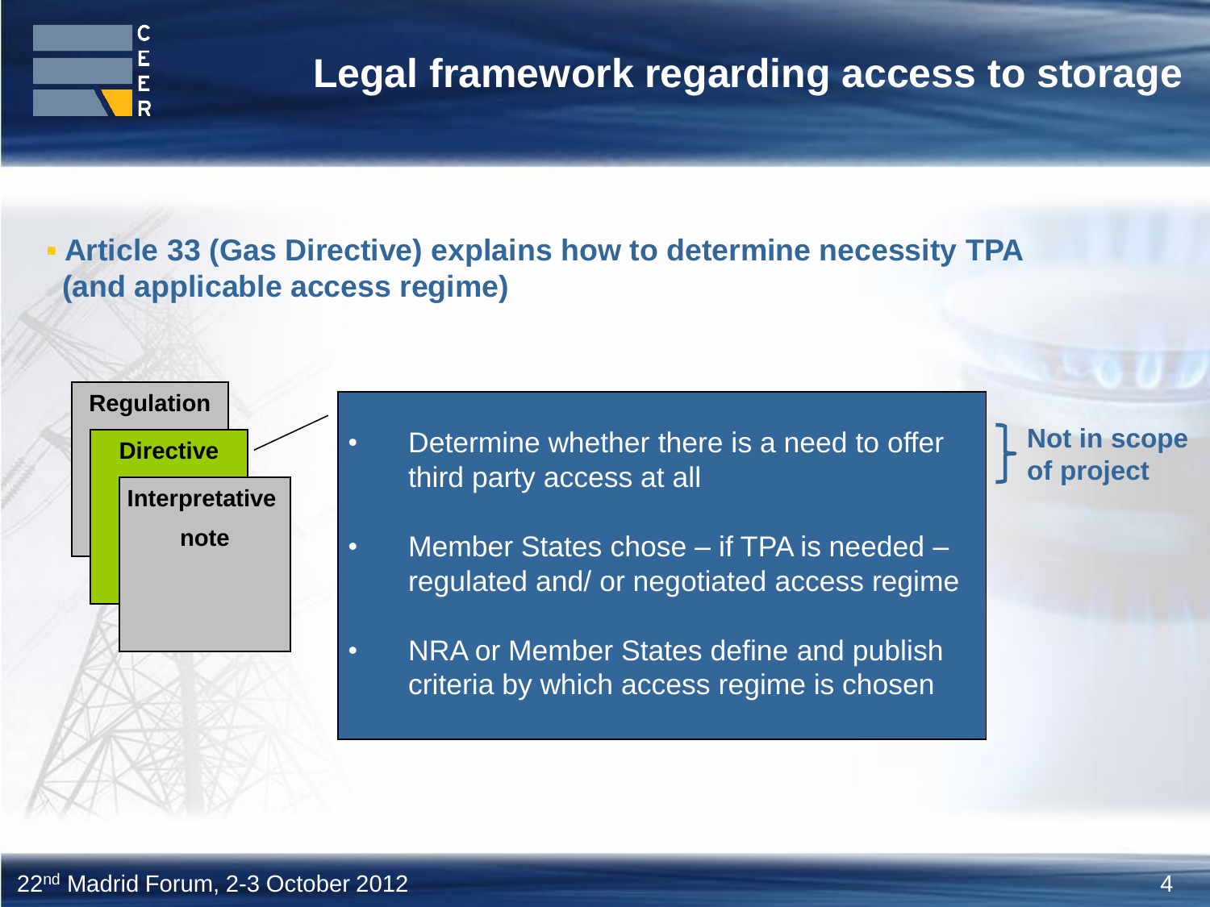# Legal framework regarding access to storage

- **Article 33 (Gas Directive) explains how to determine necessity TPA (and applicable access regime)**

**Regulation**

**Directive**

**Interpretative note**

- Determine whether there is a need to offer third party access at all
- Member States chose – if TPA is needed – regulated and/ or negotiated access regime

**Not in scope of project**

- NRA or Member States define and publish criteria by which access regime is chosen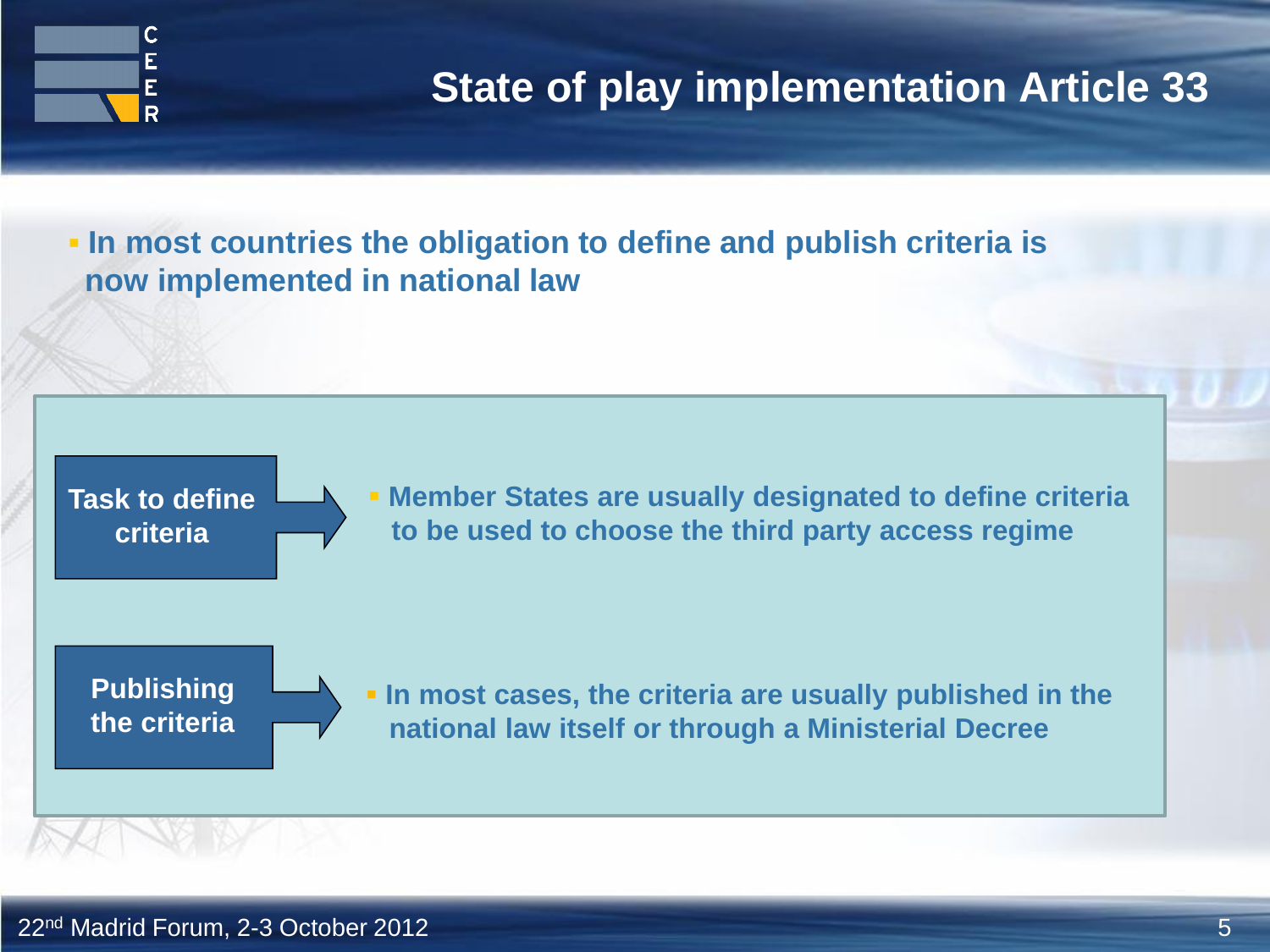# State of play implementation Article 33

- **In most countries the obligation to define and publish criteria is now implemented in national law**

**Task to define criteria**

- **Member States are usually designated to define criteria to be used to choose the third party access regime**

**Publishing the criteria**

- **In most cases, the criteria are usually published in the national law itself or through a Ministerial Decree**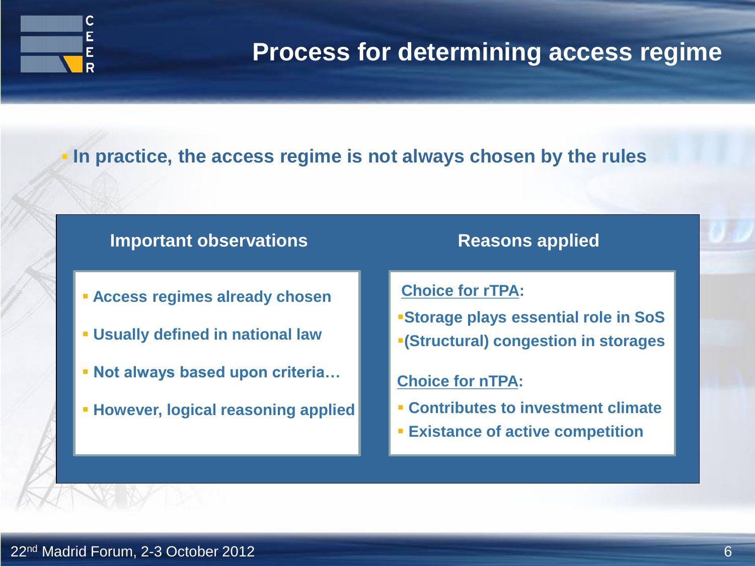# Process for determining access regime

- In practice, the access regime is not always chosen by the rules

## Important observations

- Access regimes already chosen
- Usually defined in national law
- Not always based upon criteria…
- However, logical reasoning applied

## Reasons applied

Choice for rTPA:

- Storage plays essential role in SoS
- (Structural) congestion in storages

Choice for nTPA:

- Contributes to investment climate
- Existance of active competition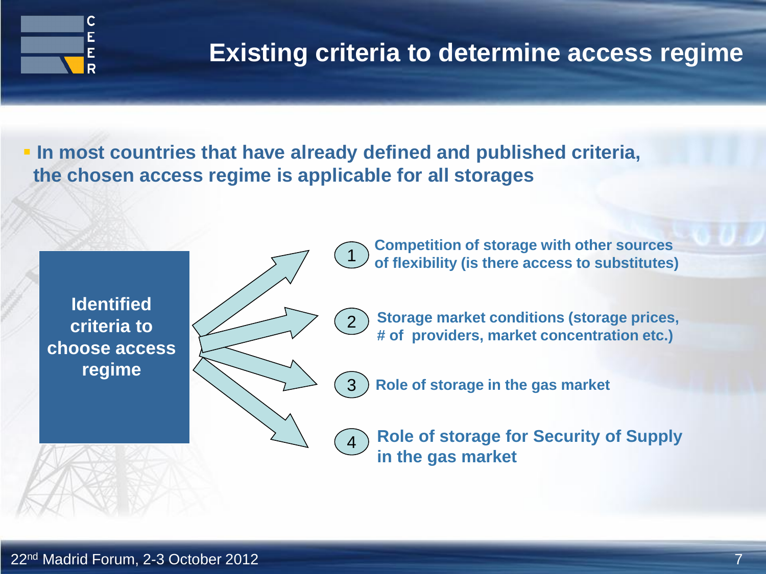# Existing criteria to determine access regime

- In most countries that have already defined and published criteria, the chosen access regime is applicable for all storages

**Identified criteria to choose access regime**

1. Competition of storage with other sources of flexibility (is there access to substitutes)
2. Storage market conditions (storage prices, # of providers, market concentration etc.)
3. Role of storage in the gas market
4. Role of storage for Security of Supply in the gas market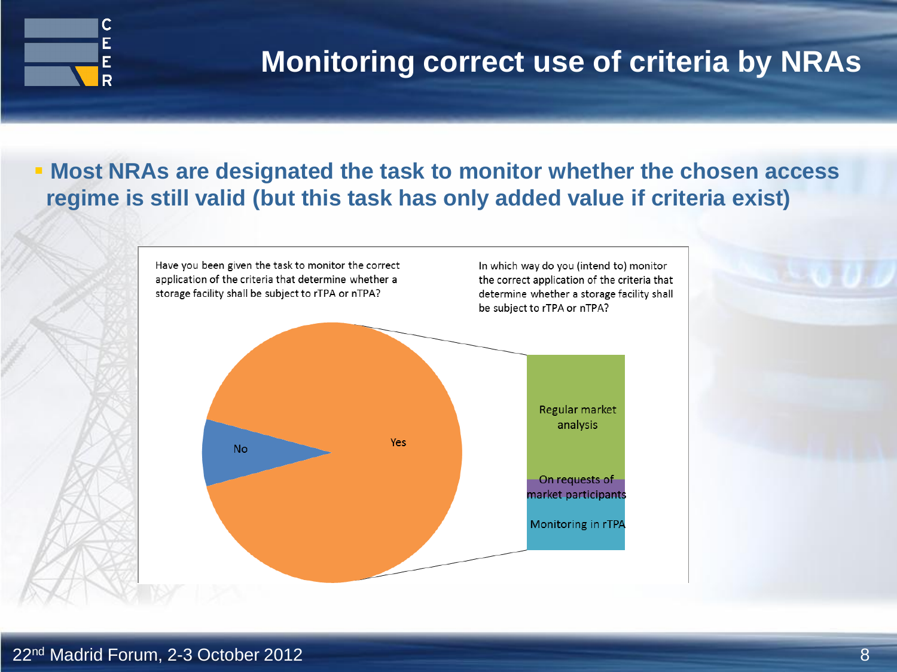# Monitoring correct use of criteria by NRAs

- **Most NRAs are designated the task to monitor whether the chosen access regime is still valid (but this task has only added value if criteria exist)**

Have you been given the task to monitor the correct application of the criteria that determine whether a storage facility shall be subject to rTPA or nTPA?

In which way do you (intend to) monitor the correct application of the criteria that determine whether a storage facility shall be subject to rTPA or nTPA?

No

Yes

Regular market analysis

On requests of market participants

Monitoring in rTPA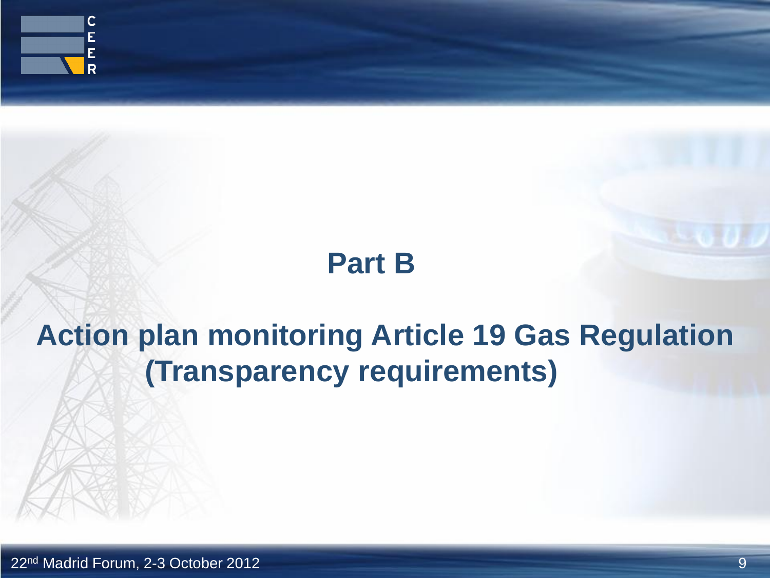# Part B

## Action plan monitoring Article 19 Gas Regulation (Transparency requirements)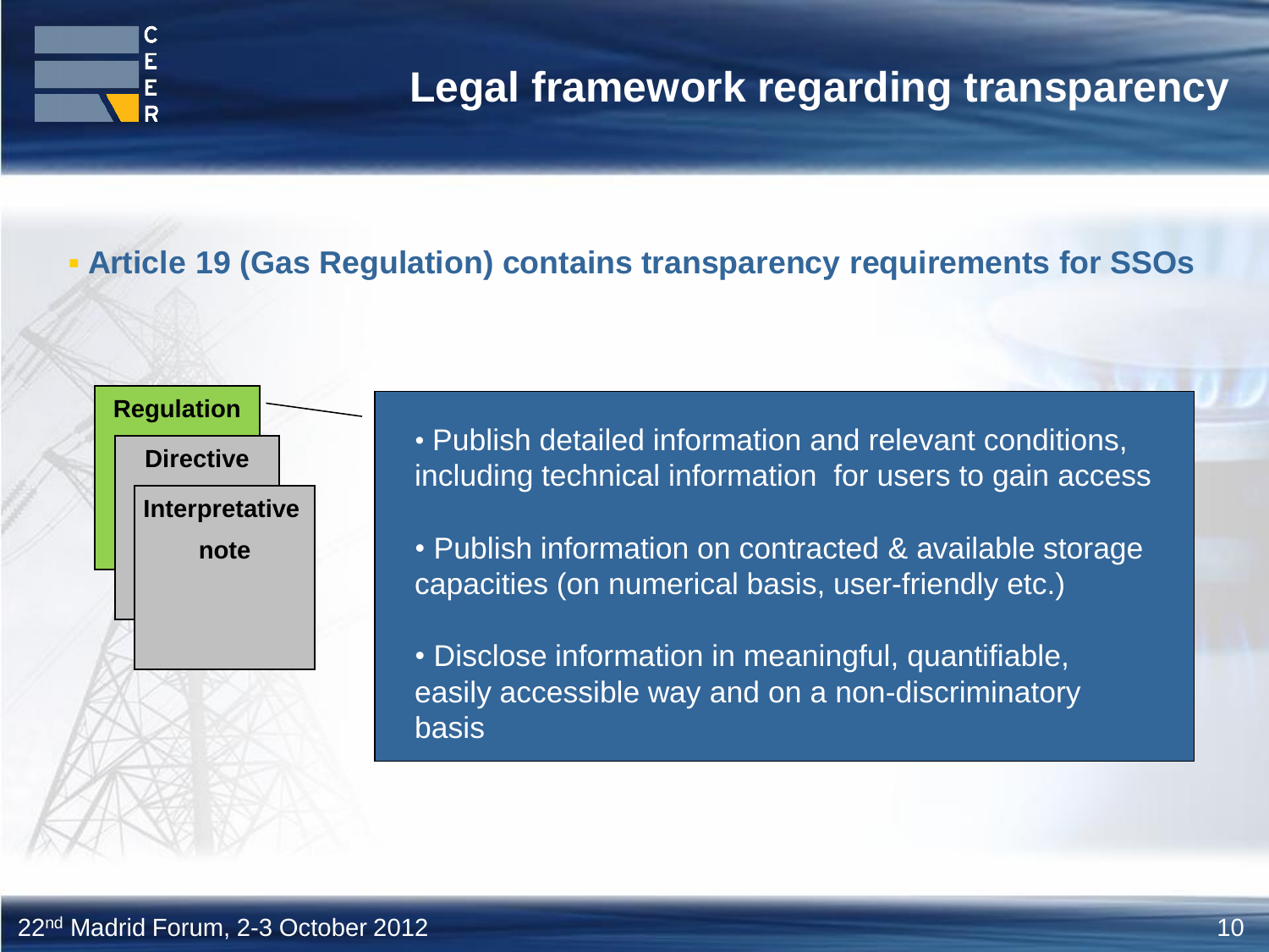# Legal framework regarding transparency

- **Article 19 (Gas Regulation) contains transparency requirements for SSOs**

**Regulation**

**Directive**

**Interpretative note**

- Publish detailed information and relevant conditions, including technical information for users to gain access
- Publish information on contracted & available storage capacities (on numerical basis, user-friendly etc.)
- Disclose information in meaningful, quantifiable, easily accessible way and on a non-discriminatory basis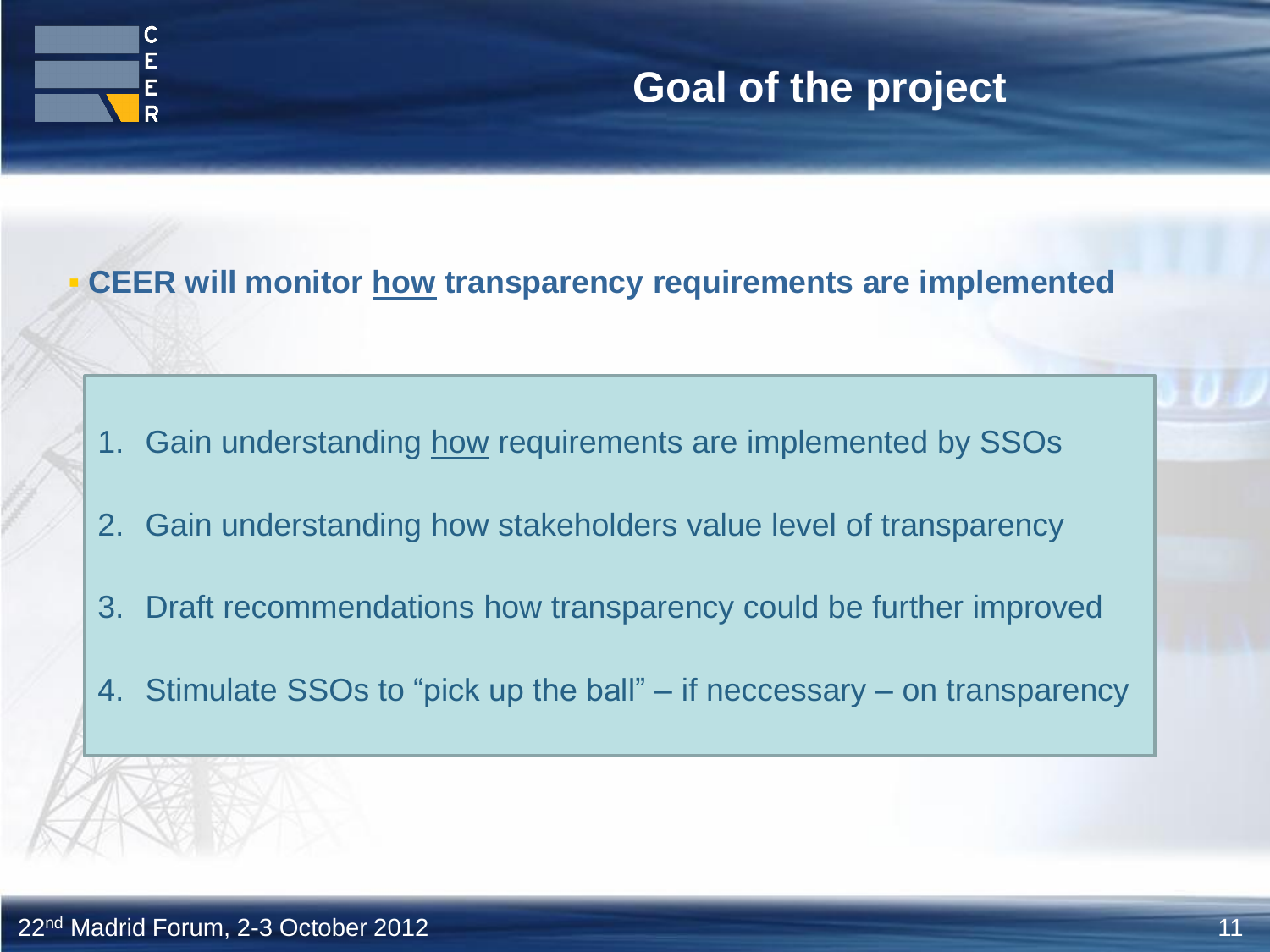# Goal of the project

- **CEER will monitor how transparency requirements are implemented**

1. Gain understanding how requirements are implemented by SSOs
2. Gain understanding how stakeholders value level of transparency
3. Draft recommendations how transparency could be further improved
4. Stimulate SSOs to "pick up the ball" – if neccessary – on transparency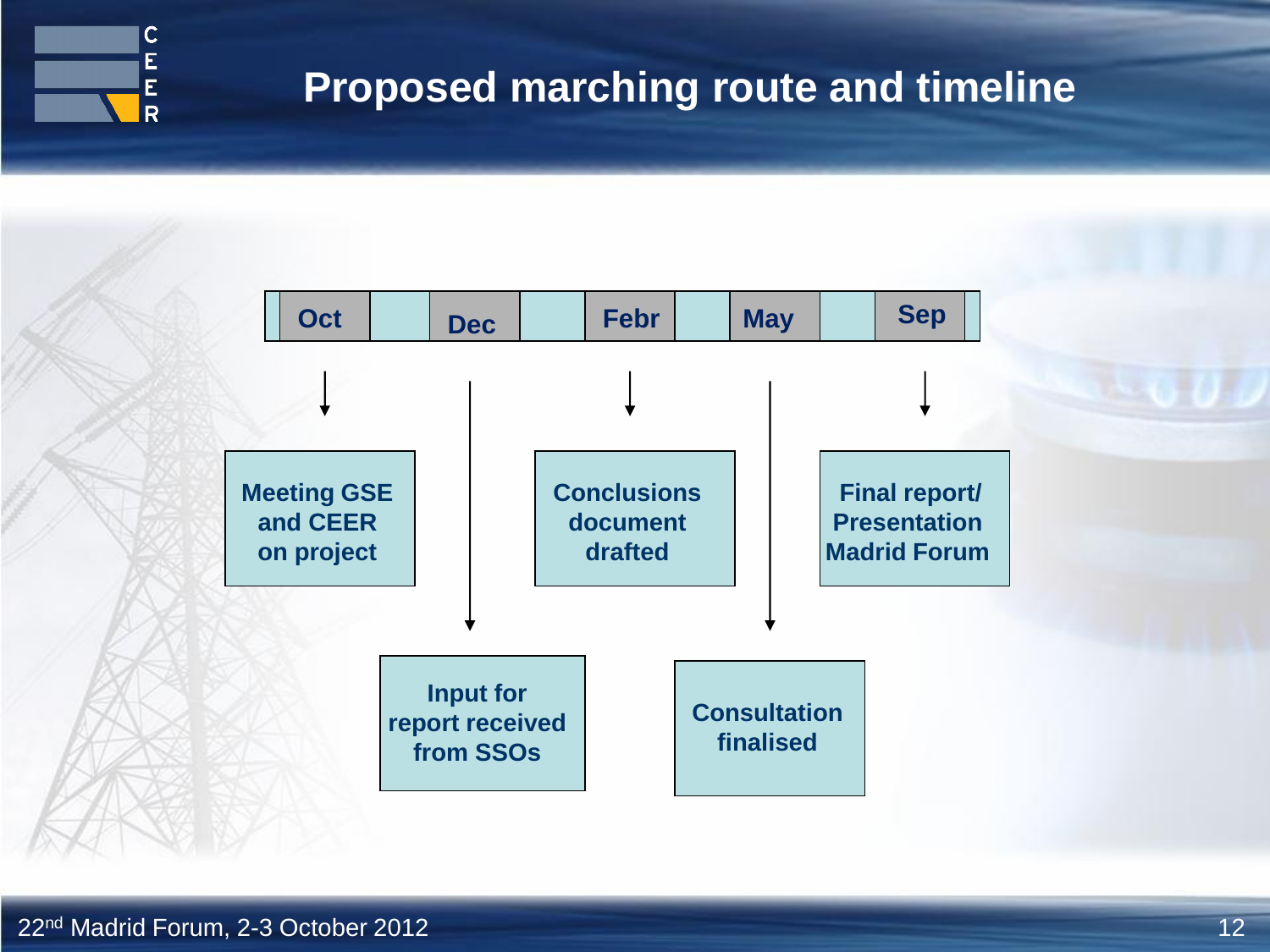# Proposed marching route and timeline

| Oct | | Dec | | Febr | | May | | Sep |
|---|---|---|---|---|---|---|---|---|

- **Oct**: Meeting GSE and CEER on project
- **Dec**: Input for report received from SSOs
- **Febr**: Conclusions document drafted
- **May**: Consultation finalised
- **Sep**: Final report/ Presentation Madrid Forum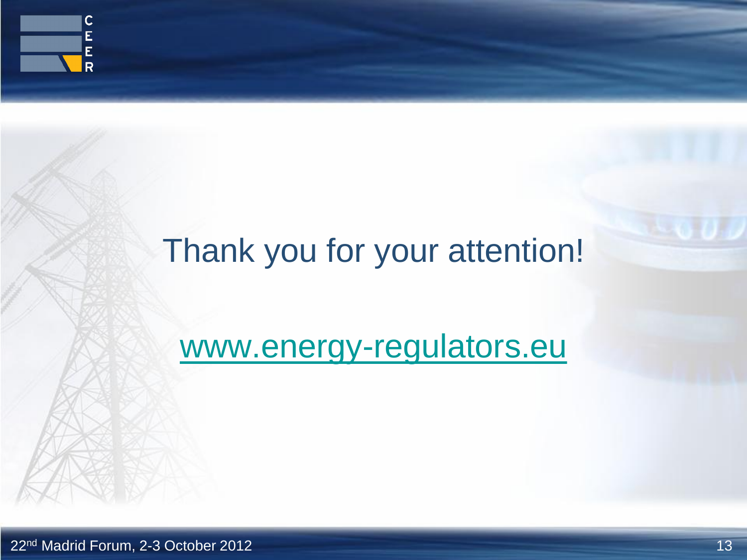Thank you for your attention!

www.energy-regulators.eu